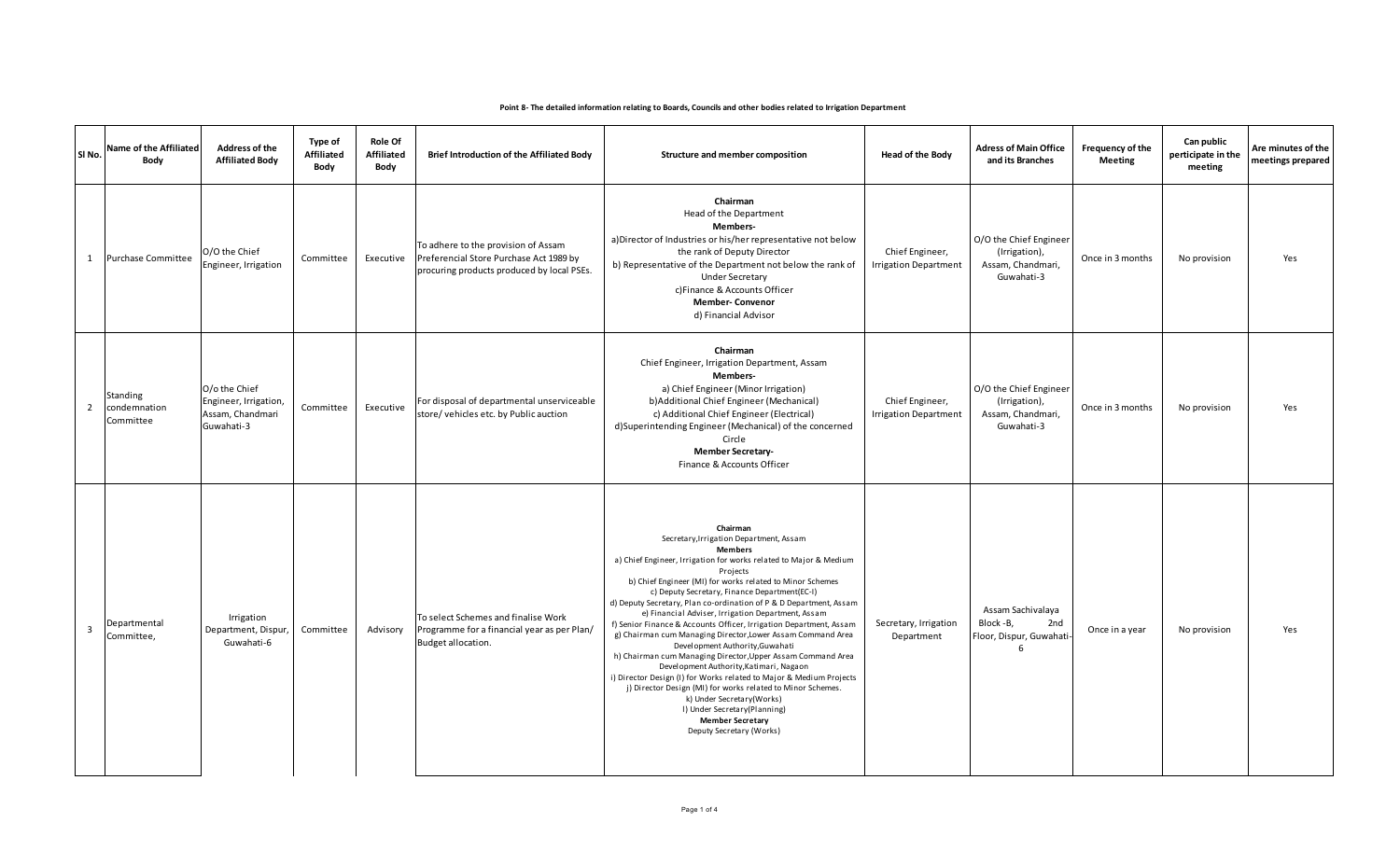**Point 8- The detailed information relating to Boards, Councils and other bodies related to Irrigation Department**

| Sl No. | Name of the Affiliated Body | Address of the Affiliated Body | Type of Affiliated Body | Role Of Affiliated Body | Brief Introduction of the Affiliated Body | Structure and member composition | Head of the Body | Adress of Main Office and its Branches | Frequency of the Meeting | Can public participate in the meeting | Are minutes of the meetings prepared |
|---|---|---|---|---|---|---|---|---|---|---|---|
| 1 | Purchase Committee | O/O the Chief Engineer, Irrigation | Committee | Executive | To adhere to the provision of Assam Preferencial Store Purchase Act 1989 by procuring products produced by local PSEs. | **Chairman** Head of the Department **Members-** a)Director of Industries or his/her representative not below the rank of Deputy Director b) Representative of the Department not below the rank of Under Secretary c)Finance & Accounts Officer **Member- Convenor** d) Financial Advisor | Chief Engineer, Irrigation Department | O/O the Chief Engineer (Irrigation), Assam, Chandmari, Guwahati-3 | Once in 3 months | No provision | Yes |
| 2 | Standing condemnation Committee | O/o the Chief Engineer, Irrigation, Assam, Chandmari Guwahati-3 | Committee | Executive | For disposal of departmental unserviceable store/ vehicles etc. by Public auction | **Chairman** Chief Engineer, Irrigation Department, Assam **Members-** a) Chief Engineer (Minor Irrigation) b)Additional Chief Engineer (Mechanical) c) Additional Chief Engineer (Electrical) d)Superintending Engineer (Mechanical) of the concerned Circle **Member Secretary-** Finance & Accounts Officer | Chief Engineer, Irrigation Department | O/O the Chief Engineer (Irrigation), Assam, Chandmari, Guwahati-3 | Once in 3 months | No provision | Yes |
| 3 | Departmental Committee, | Irrigation Department, Dispur, Guwahati-6 | Committee | Advisory | To select Schemes and finalise Work Programme for a financial year as per Plan/ Budget allocation. | **Chairman** Secretary,Irrigation Department, Assam **Members** a) Chief Engineer, Irrigation for works related to Major & Medium Projects b) Chief Engineer (MI) for works related to Minor Schemes c) Deputy Secretary, Finance Department(EC-I) d) Deputy Secretary, Plan co-ordination of P & D Department, Assam e) Financial Adviser, Irrigation Department, Assam f) Senior Finance & Accounts Officer, Irrigation Department, Assam g) Chairman cum Managing Director,Lower Assam Command Area Development Authority,Guwahati h) Chairman cum Managing Director,Upper Assam Command Area Development Authority,Katimari, Nagaon i) Director Design (I) for Works related to Major & Medium Projects j) Director Design (MI) for works related to Minor Schemes. k) Under Secretary(Works) l) Under Secretary(Planning) **Member Secretary** Deputy Secretary (Works) | Secretary, Irrigation Department | Assam Sachivalaya Block -B, 2nd Floor, Dispur, Guwahati-6 | Once in a year | No provision | Yes |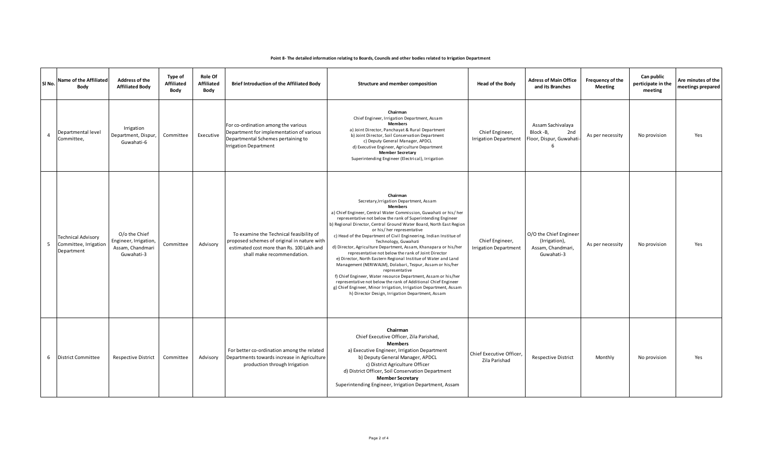**Point 8- The detailed information relating to Boards, Councils and other bodies related to Irrigation Department**

| Sl No. | Name of the Affiliated Body | Address of the Affiliated Body | Type of Affiliated Body | Role Of Affiliated Body | Brief Introduction of the Affiliated Body | Structure and member composition | Head of the Body | Adress of Main Office and its Branches | Frequency of the Meeting | Can public perticipate in the meeting | Are minutes of the meetings prepared |
|---|---|---|---|---|---|---|---|---|---|---|---|
| 4 | Departmental level Committee, | Irrigation Department, Dispur, Guwahati-6 | Committee | Executive | For co-ordination among the various Department for implementation of various Departmental Schemes pertaining to Irrigation Department | **Chairman**<br>Chief Engineer, Irrigation Department, Assam<br>**Members**<br>a) Joint Director, Panchayat & Rural Department<br>b) Joint Director, Soil Conservation Department<br>c) Deputy General Manager, APDCL<br>d) Executive Engineer, Agriculture Department<br>**Member Secretary**<br>Superintending Engineer (Electrical), Irrigation | Chief Engineer, Irrigation Department | Assam Sachivalaya Block -B, 2nd Floor, Dispur, Guwahati-6 | As per necessity | No provision | Yes |
| 5 | Technical Advisory Committee, Irrigation Department | O/o the Chief Engineer, Irrigation, Assam, Chandmari Guwahati-3 | Committee | Advisory | To examine the Technical feasibility of proposed schemes of original in nature with estimated cost more than Rs. 100 Lakh and shall make recommendation. | **Chairman**<br>Secretary,Irrigation Department, Assam<br>**Members**<br>a) Chief Engineer, Central Water Commission, Guwahati or his/ her representative not below the rank of Superintending Engineer<br>b) Regional Director, Central Ground Water Board, North East Region or his/ her representative<br>c) Head of the Department of Civil Engineering, Indian Institue of Technology, Guwahati<br>d) Director, Agriculture Department, Assam, Khanapara or his/her representative not below the rank of Joint Director<br>e) Director, North Eastern Regional Institue of Water and Land Management (NERIWALM), Dolabari, Tezpur, Assam or his/her representative<br>f) Chief Engineer, Water resource Department, Assam or his/her representative not below the rank of Additional Chief Engineer<br>g) Chief Engineer, Minor Irrigation, Irrigation Department, Assam<br>h) Director Design, Irrigation Department, Assam | Chief Engineer, Irrigation Department | O/O the Chief Engineer (Irrigation), Assam, Chandmari, Guwahati-3 | As per necessity | No provision | Yes |
| 6 | District Committee | Respective District | Committee | Advisory | For better co-ordination among the related Departments towards increase in Agriculture production through Irrigation | **Chairman**<br>Chief Executive Officer, Zila Parishad,<br>**Members**<br>a) Executive Engineer, Irrigation Department<br>b) Deputy General Manager, APDCL<br>c) District Agriculture Officer<br>d) District Officer, Soil Conservation Department<br>**Member Secretary**<br>Superintending Engineer, Irrigation Department, Assam | Chief Executive Officer, Zila Parishad | Respective District | Monthly | No provision | Yes |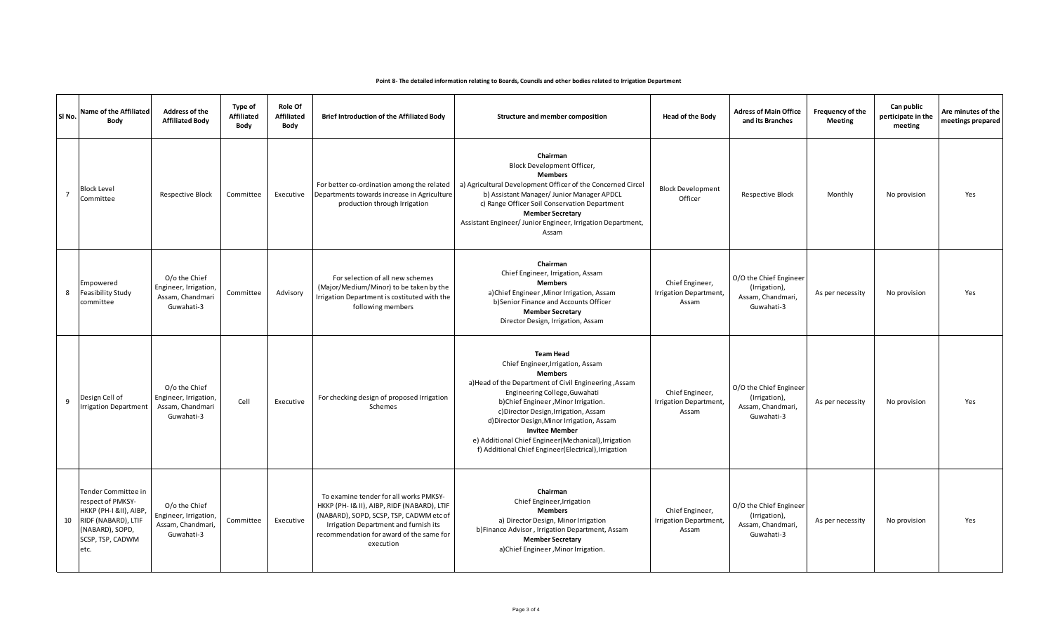**Point 8- The detailed information relating to Boards, Councils and other bodies related to Irrigation Department**

| Sl No. | Name of the Affiliated Body | Address of the Affiliated Body | Type of Affiliated Body | Role Of Affiliated Body | Brief Introduction of the Affiliated Body | Structure and member composition | Head of the Body | Adress of Main Office and its Branches | Frequency of the Meeting | Can public participate in the meeting | Are minutes of the meetings prepared |
|---|---|---|---|---|---|---|---|---|---|---|---|
| 7 | Block Level Committee | Respective Block | Committee | Executive | For better co-ordination among the related Departments towards increase in Agriculture production through Irrigation | **Chairman** Block Development Officer, **Members** a) Agricultural Development Officer of the Concerned Circel b) Assistant Manager/ Junior Manager APDCL c) Range Officer Soil Conservation Department **Member Secretary** Assistant Engineer/ Junior Engineer, Irrigation Department, Assam | Block Development Officer | Respective Block | Monthly | No provision | Yes |
| 8 | Empowered Feasibility Study committee | O/o the Chief Engineer, Irrigation, Assam, Chandmari Guwahati-3 | Committee | Advisory | For selection of all new schemes (Major/Medium/Minor) to be taken by the Irrigation Department is costituted with the following members | **Chairman** Chief Engineer, Irrigation, Assam **Members** a)Chief Engineer ,Minor Irrigation, Assam b)Senior Finance and Accounts Officer **Member Secretary** Director Design, Irrigation, Assam | Chief Engineer, Irrigation Department, Assam | O/O the Chief Engineer (Irrigation), Assam, Chandmari, Guwahati-3 | As per necessity | No provision | Yes |
| 9 | Design Cell of Irrigation Department | O/o the Chief Engineer, Irrigation, Assam, Chandmari Guwahati-3 | Cell | Executive | For checking design of proposed Irrigation Schemes | **Team Head** Chief Engineer,Irrigation, Assam **Members** a)Head of the Department of Civil Engineering ,Assam Engineering College,Guwahati b)Chief Engineer ,Minor Irrigation. c)Director Design,Irrigation, Assam d)Director Design,Minor Irrigation, Assam **Invitee Member** e) Additional Chief Engineer(Mechanical),Irrigation f) Additional Chief Engineer(Electrical),Irrigation | Chief Engineer, Irrigation Department, Assam | O/O the Chief Engineer (Irrigation), Assam, Chandmari, Guwahati-3 | As per necessity | No provision | Yes |
| 10 | Tender Committee in respect of PMKSY-HKKP (PH-I &II), AIBP, RIDF (NABARD), LTIF (NABARD), SOPD, SCSP, TSP, CADWM etc. | O/o the Chief Engineer, Irrigation, Assam, Chandmari, Guwahati-3 | Committee | Executive | To examine tender for all works PMKSY-HKKP (PH- I& II), AIBP, RIDF (NABARD), LTIF (NABARD), SOPD, SCSP, TSP, CADWM etc of Irrigation Department and furnish its recommendation for award of the same for execution | **Chairman** Chief Engineer,Irrigation **Members** a) Director Design, Minor Irrigation b)Finance Advisor , Irrigation Department, Assam **Member Secretary** a)Chief Engineer ,Minor Irrigation. | Chief Engineer, Irrigation Department, Assam | O/O the Chief Engineer (Irrigation), Assam, Chandmari, Guwahati-3 | As per necessity | No provision | Yes |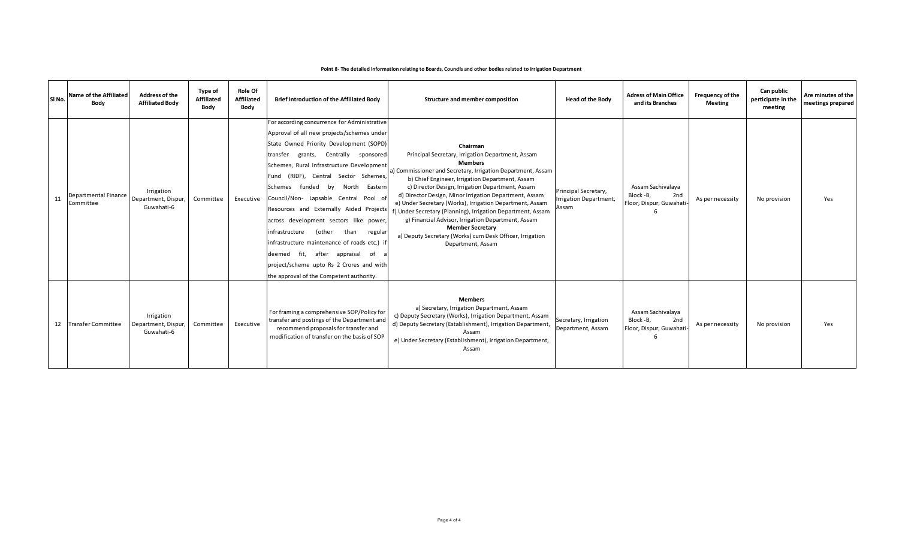**Point 8- The detailed information relating to Boards, Councils and other bodies related to Irrigation Department**

| Sl No. | Name of the Affiliated Body | Address of the Affiliated Body | Type of Affiliated Body | Role Of Affiliated Body | Brief Introduction of the Affiliated Body | Structure and member composition | Head of the Body | Adress of Main Office and its Branches | Frequency of the Meeting | Can public participate in the meeting | Are minutes of the meetings prepared |
|---|---|---|---|---|---|---|---|---|---|---|---|
| 11 | Departmental Finance Committee | Irrigation Department, Dispur, Guwahati-6 | Committee | Executive | For according concurrence for Administrative Approval of all new projects/schemes under State Owned Priority Development (SOPD) transfer grants, Centrally sponsored Schemes, Rural Infrastructure Development Fund (RIDF), Central Sector Schemes, Schemes funded by North Eastern Council/Non- Lapsable Central Pool of Resources and Externally Aided Projects across development sectors like power, infrastructure (other than regular infrastructure maintenance of roads etc.) if deemed fit, after appraisal of a project/scheme upto Rs 2 Crores and with the approval of the Competent authority. | **Chairman** Principal Secretary, Irrigation Department, Assam **Members** a) Commissioner and Secretary, Irrigation Department, Assam b) Chief Engineer, Irrigation Department, Assam c) Director Design, Irrigation Department, Assam d) Director Design, Minor Irrigation Department, Assam e) Under Secretary (Works), Irrigation Department, Assam f) Under Secretary (Planning), Irrigation Department, Assam g) Financial Advisor, Irrigation Department, Assam **Member Secretary** a) Deputy Secretary (Works) cum Desk Officer, Irrigation Department, Assam | Principal Secretary, Irrigation Department, Assam | Assam Sachivalaya Block -B, 2nd Floor, Dispur, Guwahati-6 | As per necessity | No provision | Yes |
| 12 | Transfer Committee | Irrigation Department, Dispur, Guwahati-6 | Committee | Executive | For framing a comprehensive SOP/Policy for transfer and postings of the Department and recommend proposals for transfer and modification of transfer on the basis of SOP | **Members** a) Secretary, Irrigation Department, Assam c) Deputy Secretary (Works), Irrigation Department, Assam d) Deputy Secretary (Establishment), Irrigation Department, Assam e) Under Secretary (Establishment), Irrigation Department, Assam | Secretary, Irrigation Department, Assam | Assam Sachivalaya Block -B, 2nd Floor, Dispur, Guwahati-6 | As per necessity | No provision | Yes |